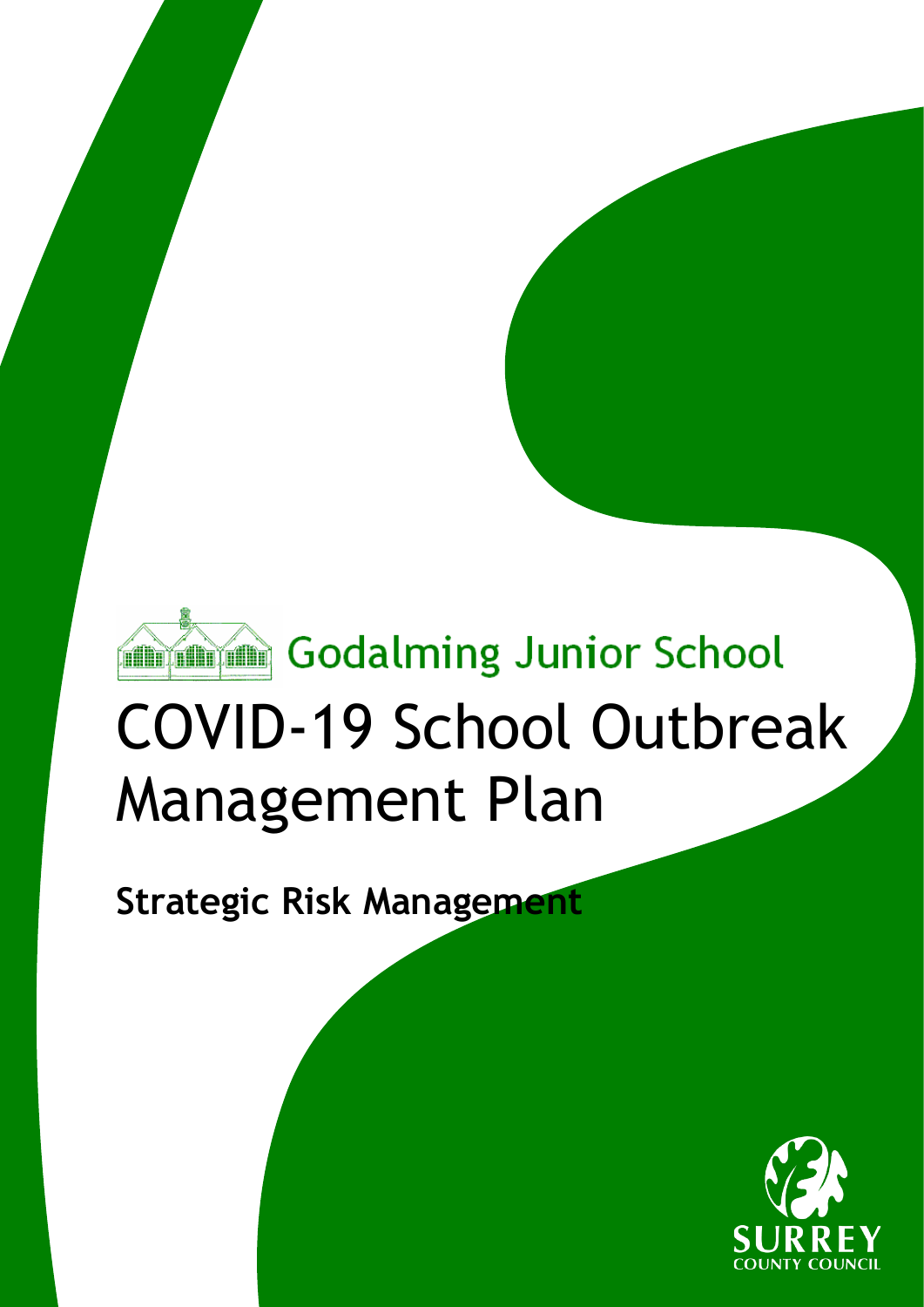Godalming Junior School

# COVID-19 School Outbreak Management Plan

**Strategic Risk Management**

SURREY
COUNTY COUNCIL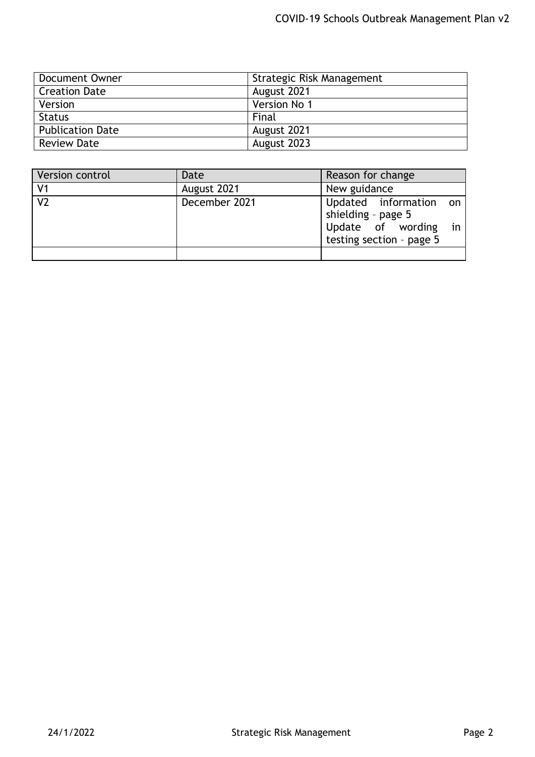| Document Owner | Strategic Risk Management |
|---|---|
| Creation Date | August 2021 |
| Version | Version No 1 |
| Status | Final |
| Publication Date | August 2021 |
| Review Date | August 2023 |

| Version control | Date | Reason for change |
|---|---|---|
| V1 | August 2021 | New guidance |
| V2 | December 2021 | Updated information on shielding – page 5<br>Update of wording in testing section – page 5 |
| | | |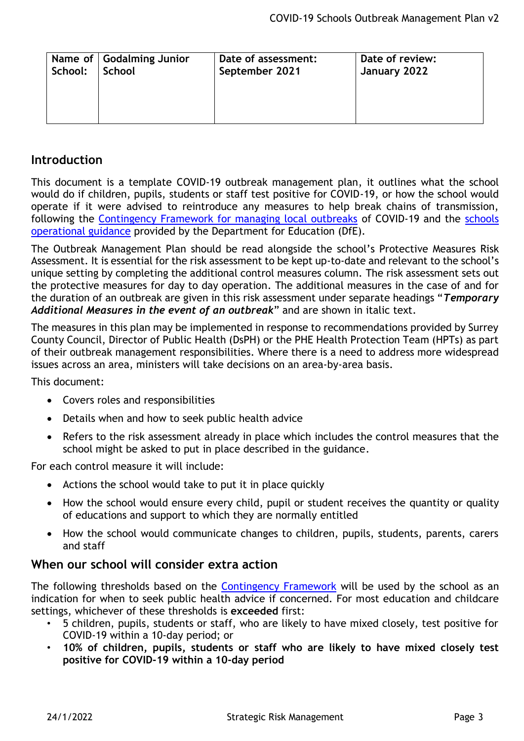| Name of School: | Godalming Junior School | Date of assessment: September 2021 | Date of review: January 2022 |
|---|---|---|---|

## Introduction

This document is a template COVID-19 outbreak management plan, it outlines what the school would do if children, pupils, students or staff test positive for COVID-19, or how the school would operate if it were advised to reintroduce any measures to help break chains of transmission, following the [Contingency Framework for managing local outbreaks] of COVID-19 and the [schools operational guidance] provided by the Department for Education (DfE).

The Outbreak Management Plan should be read alongside the school's Protective Measures Risk Assessment. It is essential for the risk assessment to be kept up-to-date and relevant to the school's unique setting by completing the additional control measures column. The risk assessment sets out the protective measures for day to day operation. The additional measures in the case of and for the duration of an outbreak are given in this risk assessment under separate headings "***Temporary Additional Measures in the event of an outbreak***" and are shown in italic text.

The measures in this plan may be implemented in response to recommendations provided by Surrey County Council, Director of Public Health (DsPH) or the PHE Health Protection Team (HPTs) as part of their outbreak management responsibilities. Where there is a need to address more widespread issues across an area, ministers will take decisions on an area-by-area basis.

This document:

- Covers roles and responsibilities
- Details when and how to seek public health advice
- Refers to the risk assessment already in place which includes the control measures that the school might be asked to put in place described in the guidance.

For each control measure it will include:

- Actions the school would take to put it in place quickly
- How the school would ensure every child, pupil or student receives the quantity or quality of educations and support to which they are normally entitled
- How the school would communicate changes to children, pupils, students, parents, carers and staff

## When our school will consider extra action

The following thresholds based on the [Contingency Framework] will be used by the school as an indication for when to seek public health advice if concerned. For most education and childcare settings, whichever of these thresholds is **exceeded** first:

- 5 children, pupils, students or staff, who are likely to have mixed closely, test positive for COVID-19 within a 10-day period; or
- **10% of children, pupils, students or staff who are likely to have mixed closely test positive for COVID-19 within a 10-day period**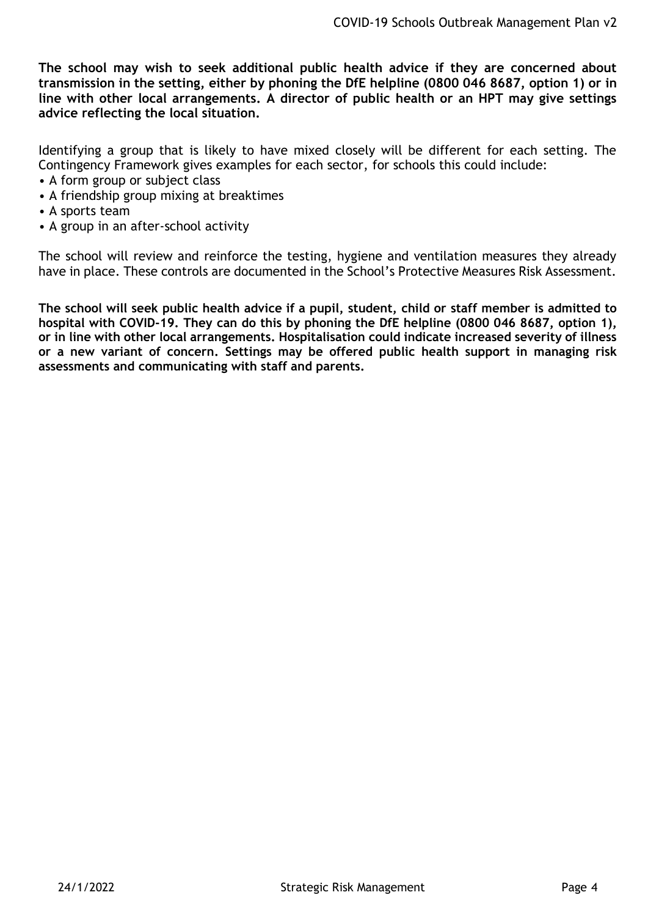**The school may wish to seek additional public health advice if they are concerned about transmission in the setting, either by phoning the DfE helpline (0800 046 8687, option 1) or in line with other local arrangements. A director of public health or an HPT may give settings advice reflecting the local situation.**

Identifying a group that is likely to have mixed closely will be different for each setting. The Contingency Framework gives examples for each sector, for schools this could include:

- A form group or subject class
- A friendship group mixing at breaktimes
- A sports team
- A group in an after-school activity

The school will review and reinforce the testing, hygiene and ventilation measures they already have in place. These controls are documented in the School's Protective Measures Risk Assessment.

**The school will seek public health advice if a pupil, student, child or staff member is admitted to hospital with COVID-19. They can do this by phoning the DfE helpline (0800 046 8687, option 1), or in line with other local arrangements. Hospitalisation could indicate increased severity of illness or a new variant of concern. Settings may be offered public health support in managing risk assessments and communicating with staff and parents.**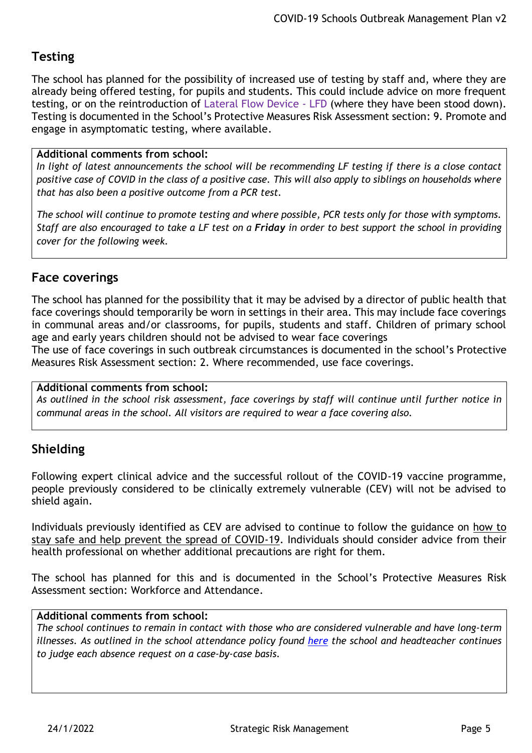## Testing

The school has planned for the possibility of increased use of testing by staff and, where they are already being offered testing, for pupils and students. This could include advice on more frequent testing, or on the reintroduction of Lateral Flow Device - LFD (where they have been stood down). Testing is documented in the School's Protective Measures Risk Assessment section: 9. Promote and engage in asymptomatic testing, where available.

**Additional comments from school:**

*In light of latest announcements the school will be recommending LF testing if there is a close contact positive case of COVID in the class of a positive case. This will also apply to siblings on households where that has also been a positive outcome from a PCR test.*

*The school will continue to promote testing and where possible, PCR tests only for those with symptoms. Staff are also encouraged to take a LF test on a* ***Friday*** *in order to best support the school in providing cover for the following week.*

## Face coverings

The school has planned for the possibility that it may be advised by a director of public health that face coverings should temporarily be worn in settings in their area. This may include face coverings in communal areas and/or classrooms, for pupils, students and staff. Children of primary school age and early years children should not be advised to wear face coverings
The use of face coverings in such outbreak circumstances is documented in the school's Protective Measures Risk Assessment section: 2. Where recommended, use face coverings.

**Additional comments from school:**

*As outlined in the school risk assessment, face coverings by staff will continue until further notice in communal areas in the school. All visitors are required to wear a face covering also.*

## Shielding

Following expert clinical advice and the successful rollout of the COVID-19 vaccine programme, people previously considered to be clinically extremely vulnerable (CEV) will not be advised to shield again.

Individuals previously identified as CEV are advised to continue to follow the guidance on how to stay safe and help prevent the spread of COVID-19. Individuals should consider advice from their health professional on whether additional precautions are right for them.

The school has planned for this and is documented in the School's Protective Measures Risk Assessment section: Workforce and Attendance.

**Additional comments from school:**

*The school continues to remain in contact with those who are considered vulnerable and have long-term illnesses. As outlined in the school attendance policy found here the school and headteacher continues to judge each absence request on a case-by-case basis.*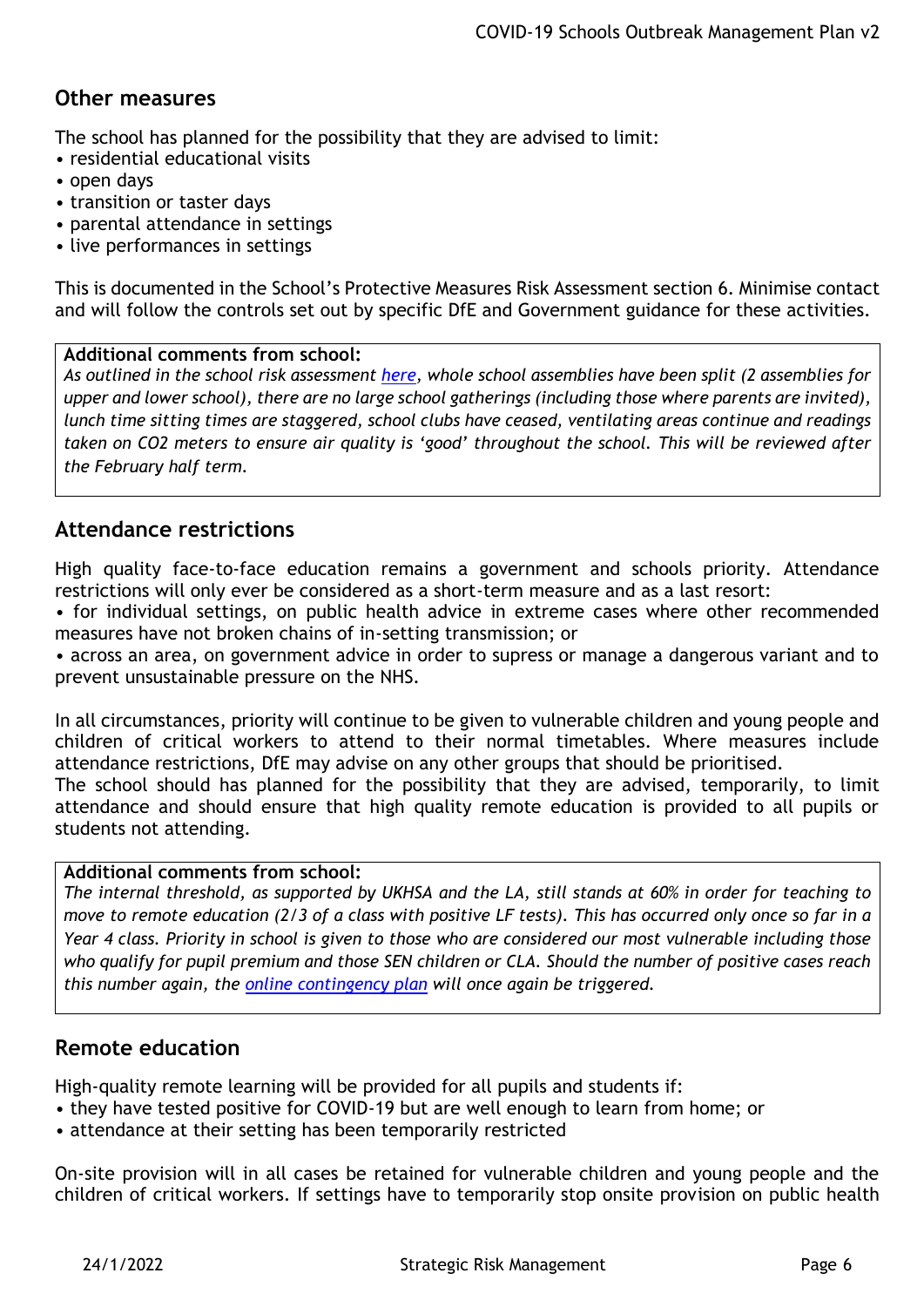## Other measures

The school has planned for the possibility that they are advised to limit:

- residential educational visits
- open days
- transition or taster days
- parental attendance in settings
- live performances in settings

This is documented in the School's Protective Measures Risk Assessment section 6. Minimise contact and will follow the controls set out by specific DfE and Government guidance for these activities.

> **Additional comments from school:**
> *As outlined in the school risk assessment here, whole school assemblies have been split (2 assemblies for upper and lower school), there are no large school gatherings (including those where parents are invited), lunch time sitting times are staggered, school clubs have ceased, ventilating areas continue and readings taken on CO2 meters to ensure air quality is 'good' throughout the school. This will be reviewed after the February half term.*

## Attendance restrictions

High quality face-to-face education remains a government and schools priority. Attendance restrictions will only ever be considered as a short-term measure and as a last resort:

- for individual settings, on public health advice in extreme cases where other recommended measures have not broken chains of in-setting transmission; or
- across an area, on government advice in order to supress or manage a dangerous variant and to prevent unsustainable pressure on the NHS.

In all circumstances, priority will continue to be given to vulnerable children and young people and children of critical workers to attend to their normal timetables. Where measures include attendance restrictions, DfE may advise on any other groups that should be prioritised.

The school should has planned for the possibility that they are advised, temporarily, to limit attendance and should ensure that high quality remote education is provided to all pupils or students not attending.

> **Additional comments from school:**
> *The internal threshold, as supported by UKHSA and the LA, still stands at 60% in order for teaching to move to remote education (2/3 of a class with positive LF tests). This has occurred only once so far in a Year 4 class. Priority in school is given to those who are considered our most vulnerable including those who qualify for pupil premium and those SEN children or CLA. Should the number of positive cases reach this number again, the online contingency plan will once again be triggered.*

## Remote education

High-quality remote learning will be provided for all pupils and students if:

- they have tested positive for COVID-19 but are well enough to learn from home; or
- attendance at their setting has been temporarily restricted

On-site provision will in all cases be retained for vulnerable children and young people and the children of critical workers. If settings have to temporarily stop onsite provision on public health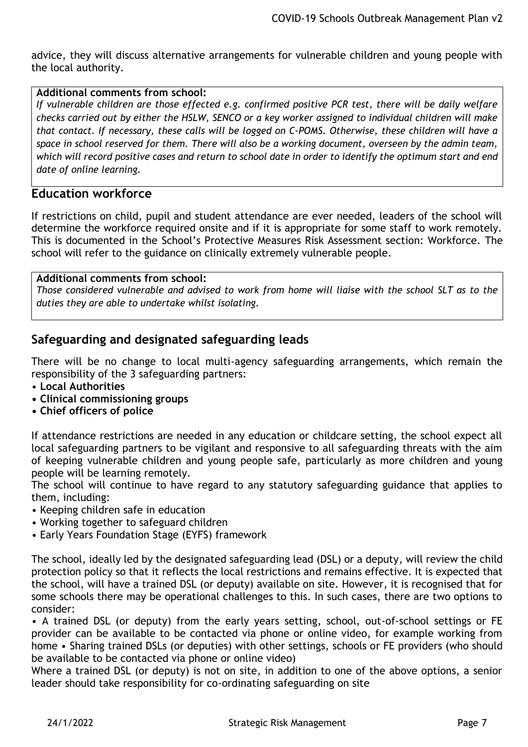advice, they will discuss alternative arrangements for vulnerable children and young people with the local authority.

**Additional comments from school:**
*If vulnerable children are those effected e.g. confirmed positive PCR test, there will be daily welfare checks carried out by either the HSLW, SENCO or a key worker assigned to individual children will make that contact. If necessary, these calls will be logged on C-POMS. Otherwise, these children will have a space in school reserved for them. There will also be a working document, overseen by the admin team, which will record positive cases and return to school date in order to identify the optimum start and end date of online learning.*

## Education workforce

If restrictions on child, pupil and student attendance are ever needed, leaders of the school will determine the workforce required onsite and if it is appropriate for some staff to work remotely. This is documented in the School's Protective Measures Risk Assessment section: Workforce. The school will refer to the guidance on clinically extremely vulnerable people.

**Additional comments from school:**
*Those considered vulnerable and advised to work from home will liaise with the school SLT as to the duties they are able to undertake whilst isolating.*

## Safeguarding and designated safeguarding leads

There will be no change to local multi-agency safeguarding arrangements, which remain the responsibility of the 3 safeguarding partners:

- **Local Authorities**
- **Clinical commissioning groups**
- **Chief officers of police**

If attendance restrictions are needed in any education or childcare setting, the school expect all local safeguarding partners to be vigilant and responsive to all safeguarding threats with the aim of keeping vulnerable children and young people safe, particularly as more children and young people will be learning remotely.

The school will continue to have regard to any statutory safeguarding guidance that applies to them, including:

- Keeping children safe in education
- Working together to safeguard children
- Early Years Foundation Stage (EYFS) framework

The school, ideally led by the designated safeguarding lead (DSL) or a deputy, will review the child protection policy so that it reflects the local restrictions and remains effective. It is expected that the school, will have a trained DSL (or deputy) available on site. However, it is recognised that for some schools there may be operational challenges to this. In such cases, there are two options to consider:

- A trained DSL (or deputy) from the early years setting, school, out-of-school settings or FE provider can be available to be contacted via phone or online video, for example working from home
- Sharing trained DSLs (or deputies) with other settings, schools or FE providers (who should be available to be contacted via phone or online video)

Where a trained DSL (or deputy) is not on site, in addition to one of the above options, a senior leader should take responsibility for co-ordinating safeguarding on site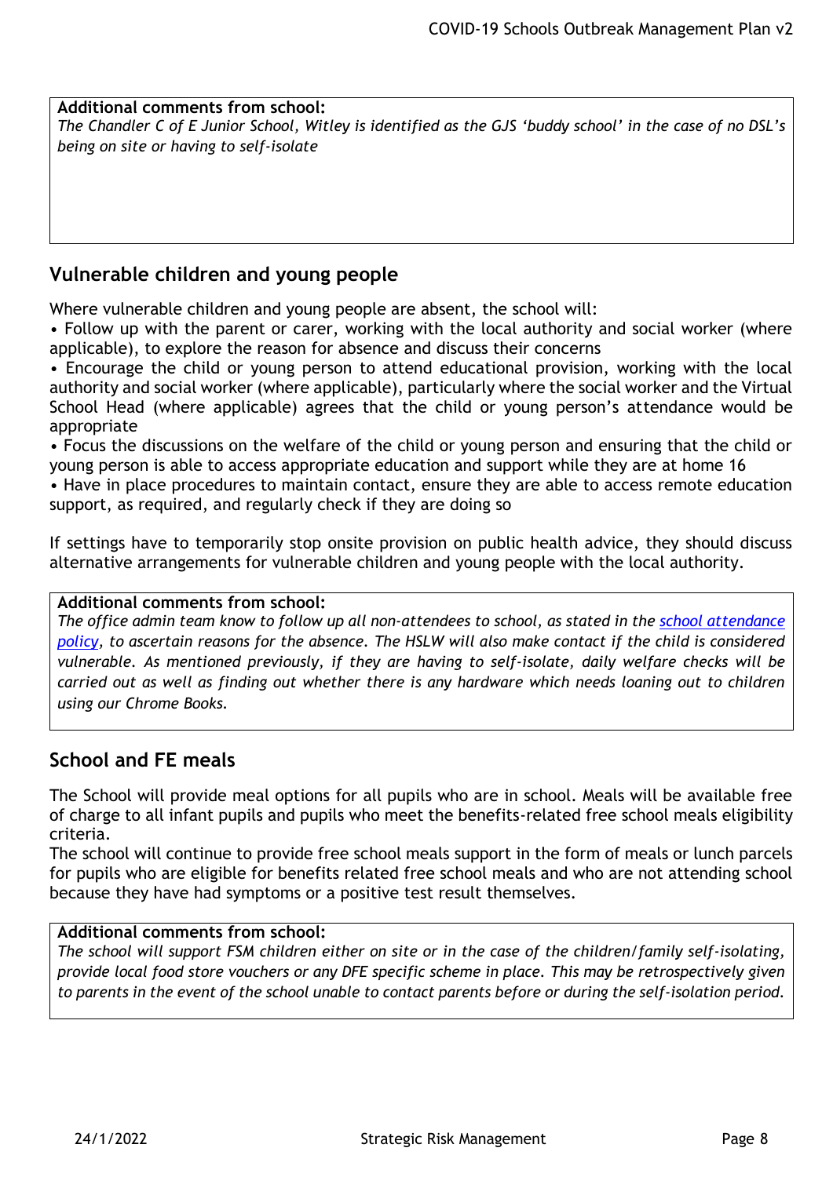**Additional comments from school:**
*The Chandler C of E Junior School, Witley is identified as the GJS 'buddy school' in the case of no DSL's being on site or having to self-isolate*

## Vulnerable children and young people

Where vulnerable children and young people are absent, the school will:

- Follow up with the parent or carer, working with the local authority and social worker (where applicable), to explore the reason for absence and discuss their concerns
- Encourage the child or young person to attend educational provision, working with the local authority and social worker (where applicable), particularly where the social worker and the Virtual School Head (where applicable) agrees that the child or young person's attendance would be appropriate
- Focus the discussions on the welfare of the child or young person and ensuring that the child or young person is able to access appropriate education and support while they are at home 16
- Have in place procedures to maintain contact, ensure they are able to access remote education support, as required, and regularly check if they are doing so

If settings have to temporarily stop onsite provision on public health advice, they should discuss alternative arrangements for vulnerable children and young people with the local authority.

**Additional comments from school:**
*The office admin team know to follow up all non-attendees to school, as stated in the school attendance policy, to ascertain reasons for the absence. The HSLW will also make contact if the child is considered vulnerable. As mentioned previously, if they are having to self-isolate, daily welfare checks will be carried out as well as finding out whether there is any hardware which needs loaning out to children using our Chrome Books.*

## School and FE meals

The School will provide meal options for all pupils who are in school. Meals will be available free of charge to all infant pupils and pupils who meet the benefits-related free school meals eligibility criteria.
The school will continue to provide free school meals support in the form of meals or lunch parcels for pupils who are eligible for benefits related free school meals and who are not attending school because they have had symptoms or a positive test result themselves.

**Additional comments from school:**
*The school will support FSM children either on site or in the case of the children/family self-isolating, provide local food store vouchers or any DFE specific scheme in place. This may be retrospectively given to parents in the event of the school unable to contact parents before or during the self-isolation period.*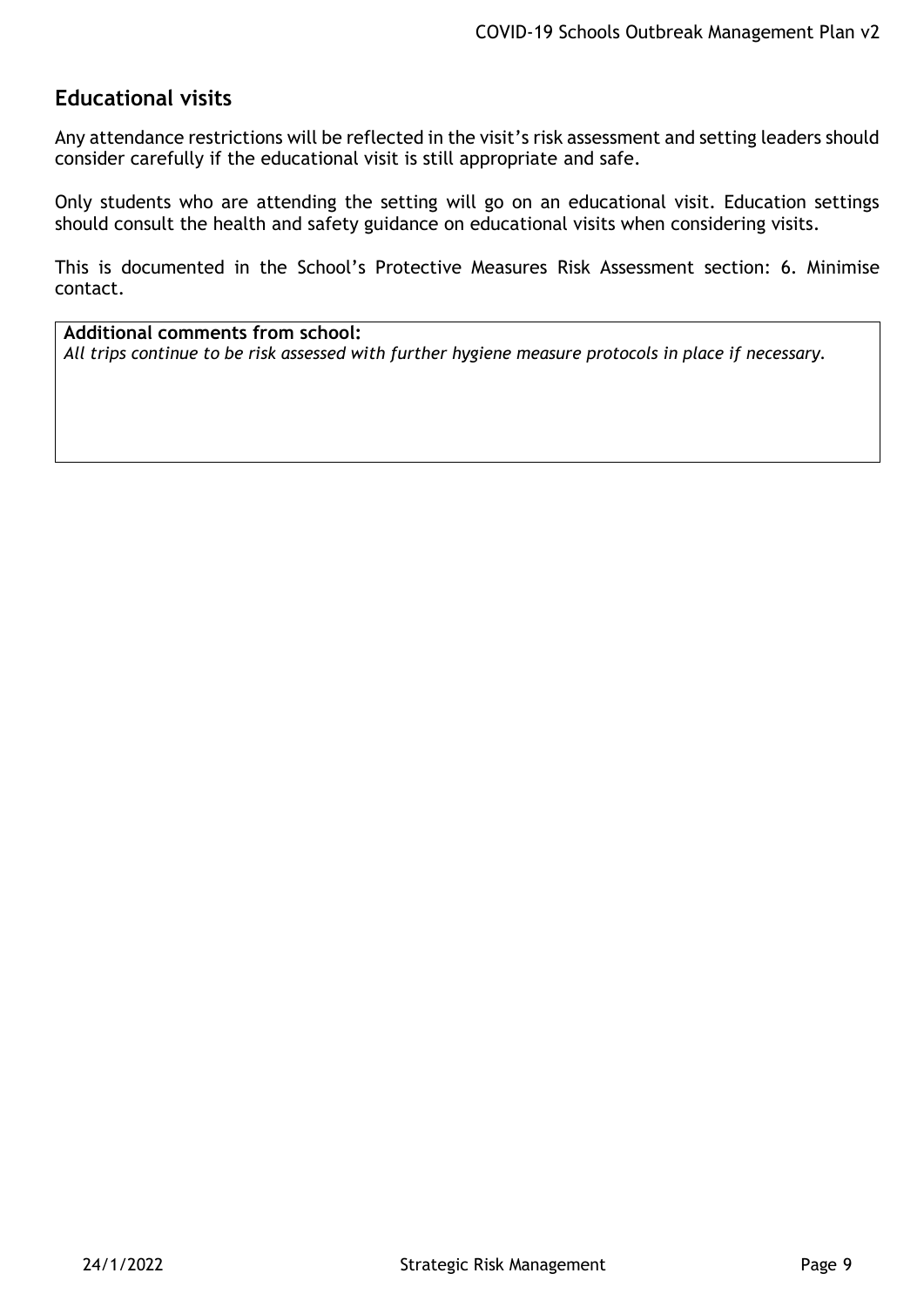## Educational visits

Any attendance restrictions will be reflected in the visit's risk assessment and setting leaders should consider carefully if the educational visit is still appropriate and safe.

Only students who are attending the setting will go on an educational visit. Education settings should consult the health and safety guidance on educational visits when considering visits.

This is documented in the School's Protective Measures Risk Assessment section: 6. Minimise contact.

**Additional comments from school:**
*All trips continue to be risk assessed with further hygiene measure protocols in place if necessary.*